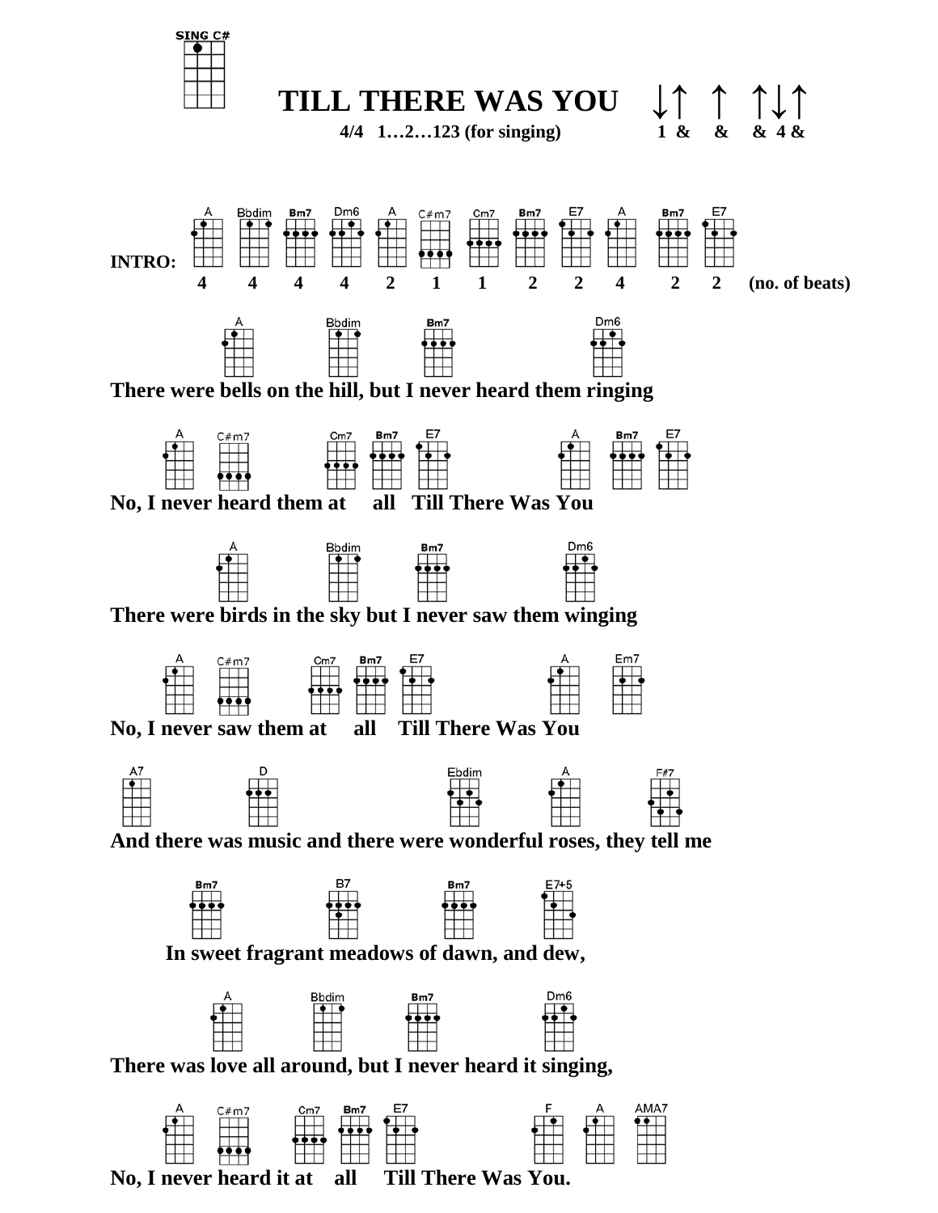SING C#

# TILL THERE WAS YOU

**4/4 1…2…123 (for singing)**

↓↑ ↑ ↑↓↑
1 & & & 4 &

**INTRO:**

| A | Bbdim | Bm7 | Dm6 | A | C#m7 | Cm7 | Bm7 | E7 | A | Bm7 | E7 | |
|---|---|---|---|---|---|---|---|---|---|---|---|---|
| 4 | 4 | 4 | 4 | 2 | 1 | 1 | 2 | 2 | 4 | 2 | 2 | (no. of beats) |

A Bbdim Bm7 Dm6
**There were bells on the hill, but I never heard them ringing**

A C#m7 Cm7 Bm7 E7 A Bm7 E7
**No, I never heard them at all Till There Was You**

A Bbdim Bm7 Dm6
**There were birds in the sky but I never saw them winging**

A C#m7 Cm7 Bm7 E7 A Em7
**No, I never saw them at all Till There Was You**

A7 D Ebdim A F#7
**And there was music and there were wonderful roses, they tell me**

Bm7 B7 Bm7 E7+5
**In sweet fragrant meadows of dawn, and dew,**

A Bbdim Bm7 Dm6
**There was love all around, but I never heard it singing,**

A C#m7 Cm7 Bm7 E7 F A AMA7
**No, I never heard it at all Till There Was You.**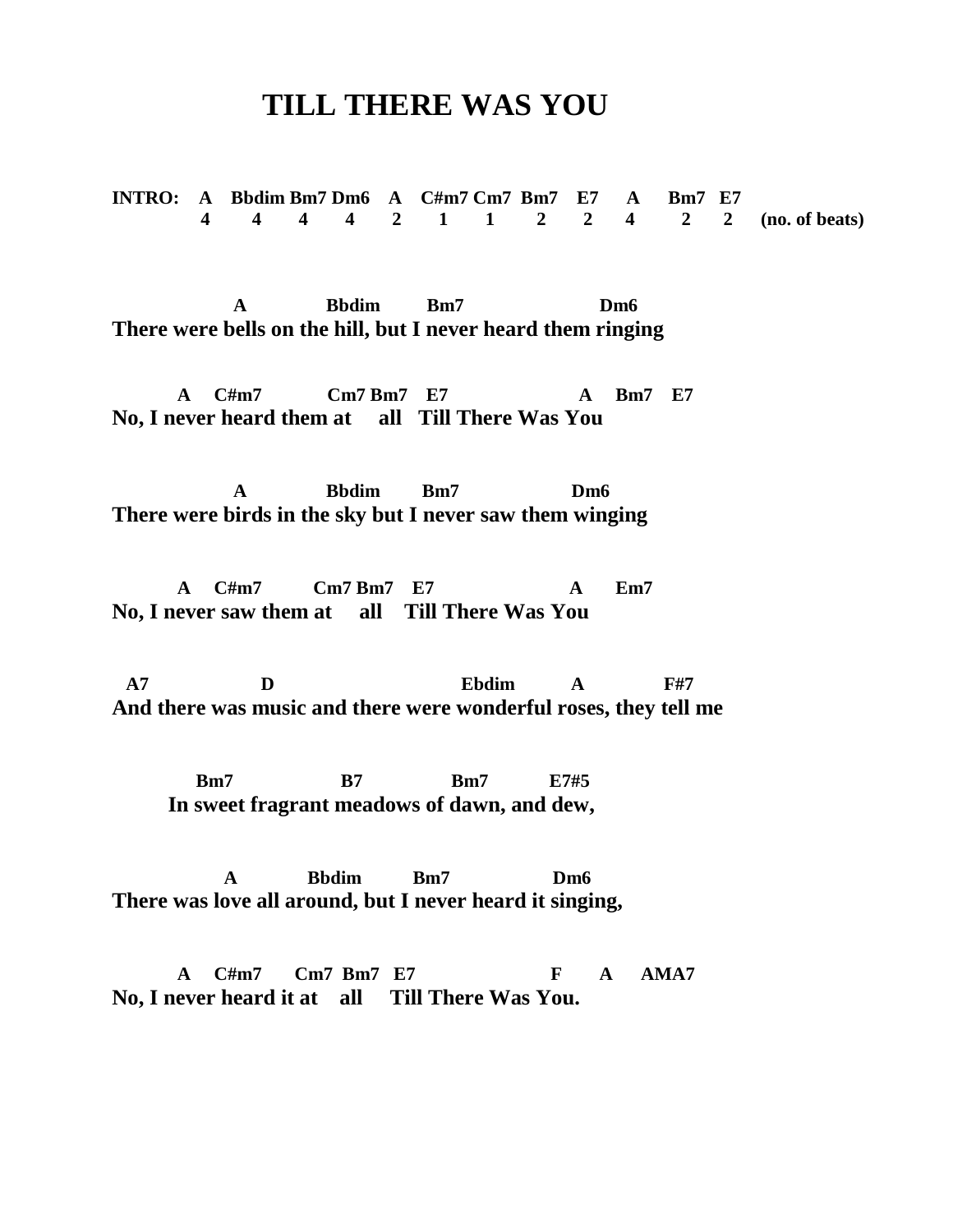# TILL THERE WAS YOU

```
INTRO:   A   Bbdim Bm7 Dm6   A   C#m7 Cm7  Bm7   E7    A     Bm7  E7
         4     4     4    4    2     1    1     2     2    4       2    2   (no. of beats)


              A            Bbdim        Bm7                    Dm6
There were bells on the hill, but I never heard them ringing


       A    C#m7          Cm7 Bm7   E7                 A    Bm7   E7
No, I never heard them at     all   Till There Was You


              A            Bbdim       Bm7                 Dm6
There were birds in the sky but I never saw them winging


       A    C#m7        Cm7 Bm7    E7                  A      Em7
No, I never saw them at     all    Till There Was You


  A7               D                          Ebdim        A           F#7
And there was music and there were wonderful roses, they tell me


         Bm7               B7             Bm7         E7#5
      In sweet fragrant meadows of dawn, and dew,


             A          Bbdim        Bm7              Dm6
There was love all around, but I never heard it singing,


       A    C#m7     Cm7  Bm7   E7                  F      A     AMA7
No, I never heard it at    all     Till There Was You.
```